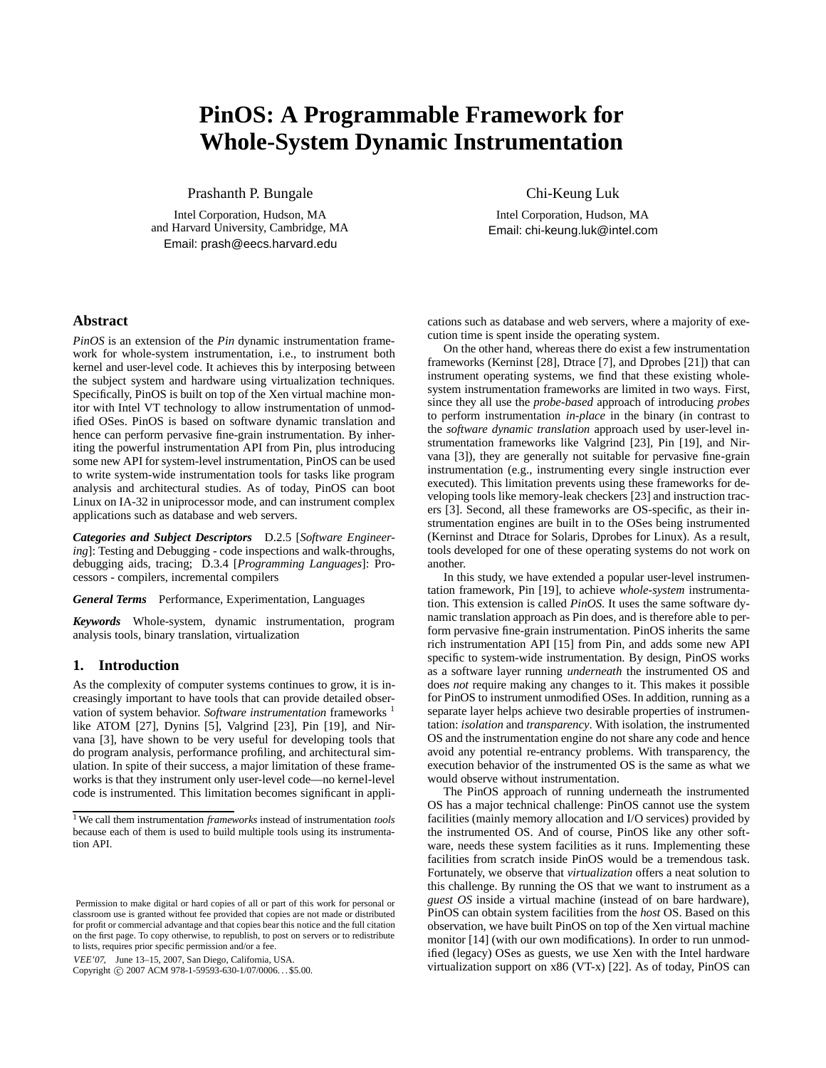# PinOS: A Programmable Framework for Whole-System Dynamic Instrumentation

Prashanth P. Bungale
Intel Corporation, Hudson, MA
and Harvard University, Cambridge, MA
Email: prash@eecs.harvard.edu

Chi-Keung Luk
Intel Corporation, Hudson, MA
Email: chi-keung.luk@intel.com

## Abstract

*PinOS* is an extension of the *Pin* dynamic instrumentation framework for whole-system instrumentation, i.e., to instrument both kernel and user-level code. It achieves this by interposing between the subject system and hardware using virtualization techniques. Specifically, PinOS is built on top of the Xen virtual machine monitor with Intel VT technology to allow instrumentation of unmodified OSes. PinOS is based on software dynamic translation and hence can perform pervasive fine-grain instrumentation. By inheriting the powerful instrumentation API from Pin, plus introducing some new API for system-level instrumentation, PinOS can be used to write system-wide instrumentation tools for tasks like program analysis and architectural studies. As of today, PinOS can boot Linux on IA-32 in uniprocessor mode, and can instrument complex applications such as database and web servers.

***Categories and Subject Descriptors*** D.2.5 [*Software Engineering*]: Testing and Debugging - code inspections and walk-throughs, debugging aids, tracing; D.3.4 [*Programming Languages*]: Processors - compilers, incremental compilers

***General Terms*** Performance, Experimentation, Languages

***Keywords*** Whole-system, dynamic instrumentation, program analysis tools, binary translation, virtualization

## 1. Introduction

As the complexity of computer systems continues to grow, it is increasingly important to have tools that can provide detailed observation of system behavior. *Software instrumentation* frameworks [1] like ATOM [27], Dynins [5], Valgrind [23], Pin [19], and Nirvana [3], have shown to be very useful for developing tools that do program analysis, performance profiling, and architectural simulation. In spite of their success, a major limitation of these frameworks is that they instrument only user-level code—no kernel-level code is instrumented. This limitation becomes significant in applications such as database and web servers, where a majority of execution time is spent inside the operating system.

[1] We call them instrumentation *frameworks* instead of instrumentation *tools* because each of them is used to build multiple tools using its instrumentation API.

On the other hand, whereas there do exist a few instrumentation frameworks (Kerninst [28], Dtrace [7], and Dprobes [21]) that can instrument operating systems, we find that these existing whole-system instrumentation frameworks are limited in two ways. First, since they all use the *probe-based* approach of introducing *probes* to perform instrumentation *in-place* in the binary (in contrast to the *software dynamic translation* approach used by user-level instrumentation frameworks like Valgrind [23], Pin [19], and Nirvana [3]), they are generally not suitable for pervasive fine-grain instrumentation (e.g., instrumenting every single instruction ever executed). This limitation prevents using these frameworks for developing tools like memory-leak checkers [23] and instruction tracers [3]. Second, all these frameworks are OS-specific, as their instrumentation engines are built in to the OSes being instrumented (Kerninst and Dtrace for Solaris, Dprobes for Linux). As a result, tools developed for one of these operating systems do not work on another.

In this study, we have extended a popular user-level instrumentation framework, Pin [19], to achieve *whole-system* instrumentation. This extension is called *PinOS*. It uses the same software dynamic translation approach as Pin does, and is therefore able to perform pervasive fine-grain instrumentation. PinOS inherits the same rich instrumentation API [15] from Pin, and adds some new API specific to system-wide instrumentation. By design, PinOS works as a software layer running *underneath* the instrumented OS and does *not* require making any changes to it. This makes it possible for PinOS to instrument unmodified OSes. In addition, running as a separate layer helps achieve two desirable properties of instrumentation: *isolation* and *transparency*. With isolation, the instrumented OS and the instrumentation engine do not share any code and hence avoid any potential re-entrancy problems. With transparency, the execution behavior of the instrumented OS is the same as what we would observe without instrumentation.

The PinOS approach of running underneath the instrumented OS has a major technical challenge: PinOS cannot use the system facilities (mainly memory allocation and I/O services) provided by the instrumented OS. And of course, PinOS like any other software, needs these system facilities as it runs. Implementing these facilities from scratch inside PinOS would be a tremendous task. Fortunately, we observe that *virtualization* offers a neat solution to this challenge. By running the OS that we want to instrument as a *guest OS* inside a virtual machine (instead of on bare hardware), PinOS can obtain system facilities from the *host* OS. Based on this observation, we have built PinOS on top of the Xen virtual machine monitor [14] (with our own modifications). In order to run unmodified (legacy) OSes as guests, we use Xen with the Intel hardware virtualization support on x86 (VT-x) [22]. As of today, PinOS can

Permission to make digital or hard copies of all or part of this work for personal or classroom use is granted without fee provided that copies are not made or distributed for profit or commercial advantage and that copies bear this notice and the full citation on the first page. To copy otherwise, to republish, to post on servers or to redistribute to lists, requires prior specific permission and/or a fee.
*VEE'07,* June 13–15, 2007, San Diego, California, USA.
Copyright © 2007 ACM 978-1-59593-630-1/07/0006. . . $5.00.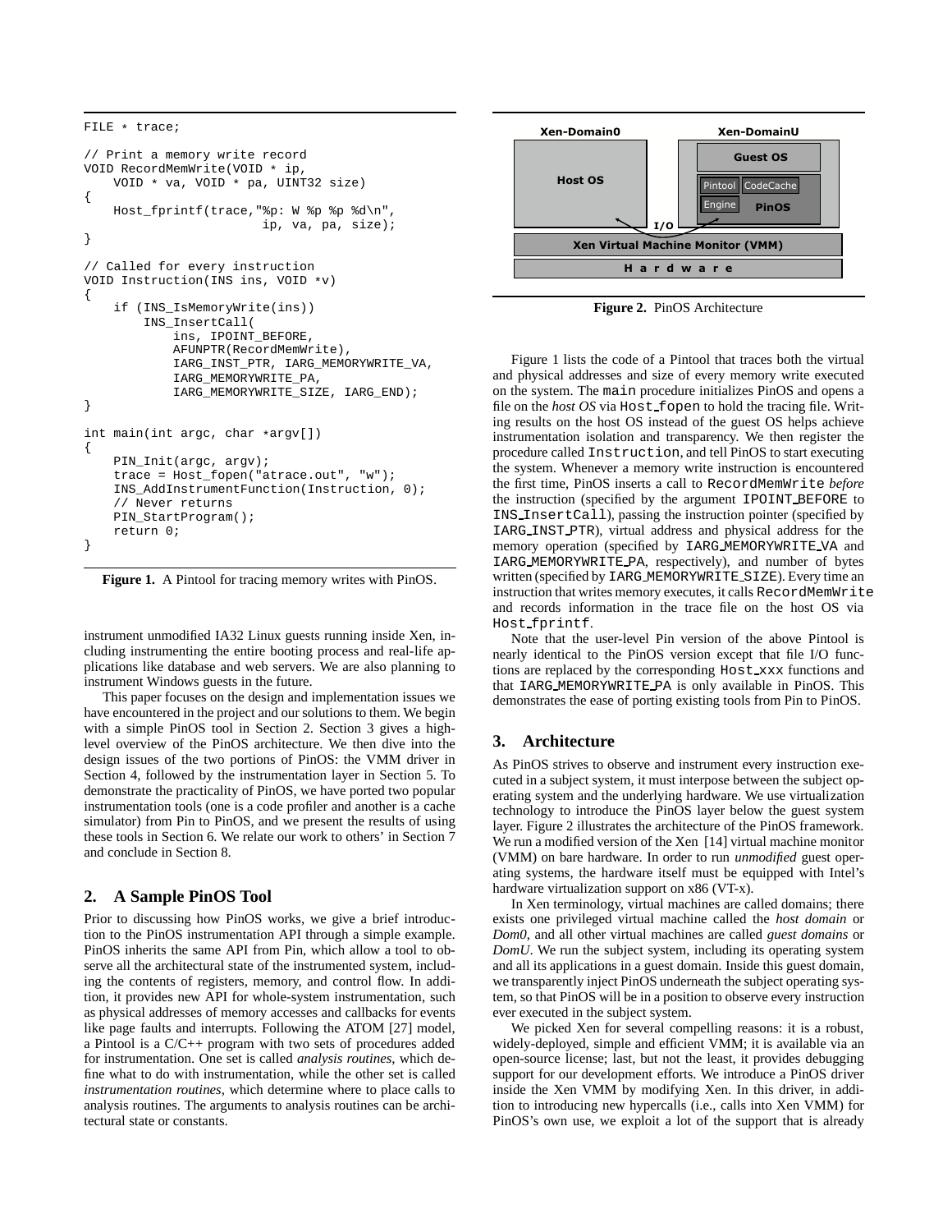```
FILE * trace;

// Print a memory write record
VOID RecordMemWrite(VOID * ip,
    VOID * va, VOID * pa, UINT32 size)
{
    Host_fprintf(trace,"%p: W %p %p %d\n",
                         ip, va, pa, size);
}

// Called for every instruction
VOID Instruction(INS ins, VOID *v)
{
    if (INS_IsMemoryWrite(ins))
        INS_InsertCall(
            ins, IPOINT_BEFORE,
            AFUNPTR(RecordMemWrite),
            IARG_INST_PTR, IARG_MEMORYWRITE_VA,
            IARG_MEMORYWRITE_PA,
            IARG_MEMORYWRITE_SIZE, IARG_END);
}

int main(int argc, char *argv[])
{
    PIN_Init(argc, argv);
    trace = Host_fopen("atrace.out", "w");
    INS_AddInstrumentFunction(Instruction, 0);
    // Never returns
    PIN_StartProgram();
    return 0;
}
```

**Figure 1.** A Pintool for tracing memory writes with PinOS.

instrument unmodified IA32 Linux guests running inside Xen, including instrumenting the entire booting process and real-life applications like database and web servers. We are also planning to instrument Windows guests in the future.

This paper focuses on the design and implementation issues we have encountered in the project and our solutions to them. We begin with a simple PinOS tool in Section 2. Section 3 gives a high-level overview of the PinOS architecture. We then dive into the design issues of the two portions of PinOS: the VMM driver in Section 4, followed by the instrumentation layer in Section 5. To demonstrate the practicality of PinOS, we have ported two popular instrumentation tools (one is a code profiler and another is a cache simulator) from Pin to PinOS, and we present the results of using these tools in Section 6. We relate our work to others' in Section 7 and conclude in Section 8.

## 2. A Sample PinOS Tool

Prior to discussing how PinOS works, we give a brief introduction to the PinOS instrumentation API through a simple example. PinOS inherits the same API from Pin, which allow a tool to observe all the architectural state of the instrumented system, including the contents of registers, memory, and control flow. In addition, it provides new API for whole-system instrumentation, such as physical addresses of memory accesses and callbacks for events like page faults and interrupts. Following the ATOM [27] model, a Pintool is a C/C++ program with two sets of procedures added for instrumentation. One set is called *analysis routines*, which define what to do with instrumentation, while the other set is called *instrumentation routines*, which determine where to place calls to analysis routines. The arguments to analysis routines can be architectural state or constants.

| Xen-Domain0 | Xen-DomainU |
|---|---|
| Host OS | Guest OS / Pintool, CodeCache, Engine — PinOS |
| I/O | |
| Xen Virtual Machine Monitor (VMM) | |
| Hardware | |

**Figure 2.** PinOS Architecture

Figure 1 lists the code of a Pintool that traces both the virtual and physical addresses and size of every memory write executed on the system. The `main` procedure initializes PinOS and opens a file on the *host OS* via `Host_fopen` to hold the tracing file. Writing results on the host OS instead of the guest OS helps achieve instrumentation isolation and transparency. We then register the procedure called `Instruction`, and tell PinOS to start executing the system. Whenever a memory write instruction is encountered the first time, PinOS inserts a call to `RecordMemWrite` *before* the instruction (specified by the argument `IPOINT_BEFORE` to `INS_InsertCall`), passing the instruction pointer (specified by `IARG_INST_PTR`), virtual address and physical address for the memory operation (specified by `IARG_MEMORYWRITE_VA` and `IARG_MEMORYWRITE_PA`, respectively), and number of bytes written (specified by `IARG_MEMORYWRITE_SIZE`). Every time an instruction that writes memory executes, it calls `RecordMemWrite` and records information in the trace file on the host OS via `Host_fprintf`.

Note that the user-level Pin version of the above Pintool is nearly identical to the PinOS version except that file I/O functions are replaced by the corresponding `Host_xxx` functions and that `IARG_MEMORYWRITE_PA` is only available in PinOS. This demonstrates the ease of porting existing tools from Pin to PinOS.

## 3. Architecture

As PinOS strives to observe and instrument every instruction executed in a subject system, it must interpose between the subject operating system and the underlying hardware. We use virtualization technology to introduce the PinOS layer below the guest system layer. Figure 2 illustrates the architecture of the PinOS framework. We run a modified version of the Xen [14] virtual machine monitor (VMM) on bare hardware. In order to run *unmodified* guest operating systems, the hardware itself must be equipped with Intel's hardware virtualization support on x86 (VT-x).

In Xen terminology, virtual machines are called domains; there exists one privileged virtual machine called the *host domain* or *Dom0*, and all other virtual machines are called *guest domains* or *DomU*. We run the subject system, including its operating system and all its applications in a guest domain. Inside this guest domain, we transparently inject PinOS underneath the subject operating system, so that PinOS will be in a position to observe every instruction ever executed in the subject system.

We picked Xen for several compelling reasons: it is a robust, widely-deployed, simple and efficient VMM; it is available via an open-source license; last, but not the least, it provides debugging support for our development efforts. We introduce a PinOS driver inside the Xen VMM by modifying Xen. In this driver, in addition to introducing new hypercalls (i.e., calls into Xen VMM) for PinOS's own use, we exploit a lot of the support that is already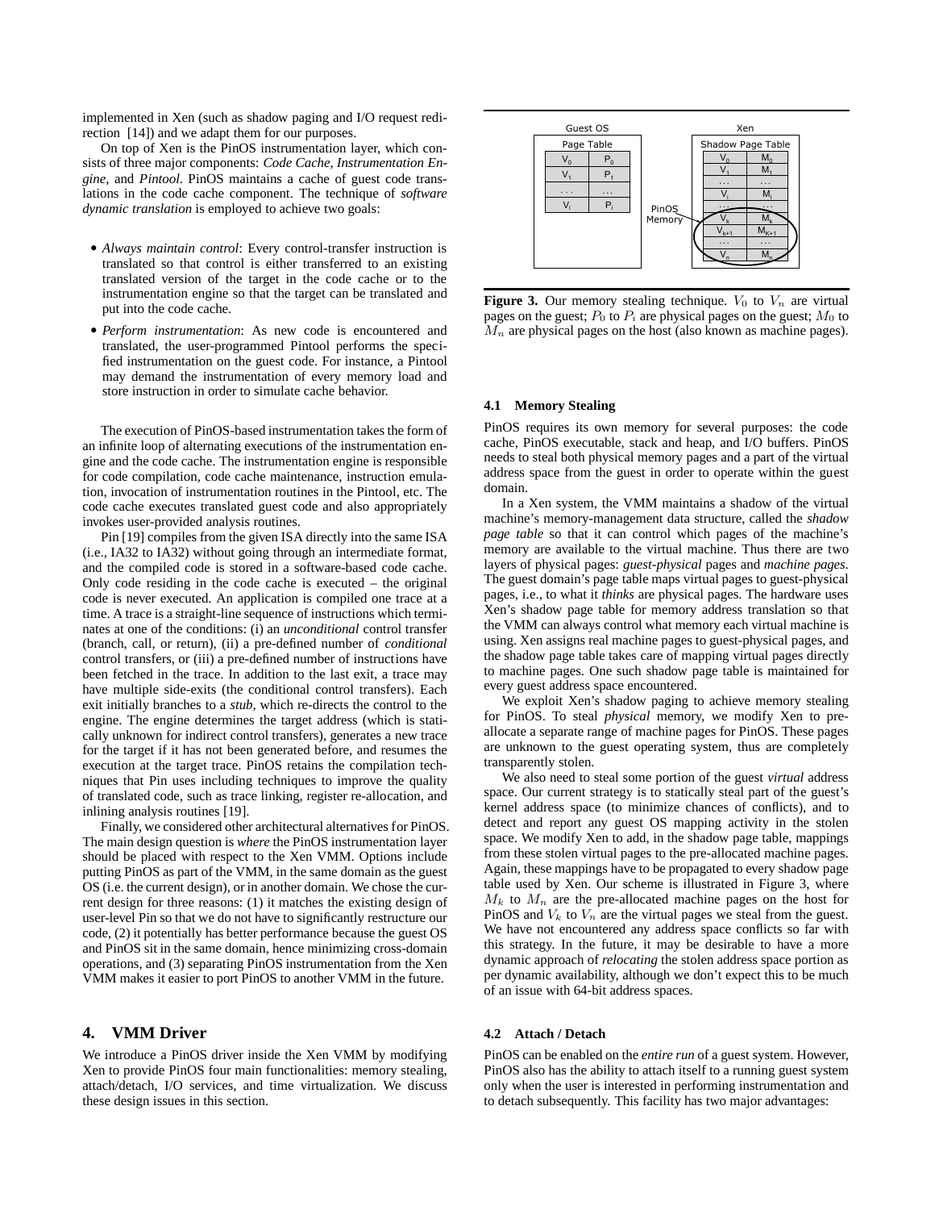implemented in Xen (such as shadow paging and I/O request redirection [14]) and we adapt them for our purposes.

On top of Xen is the PinOS instrumentation layer, which consists of three major components: *Code Cache*, *Instrumentation Engine*, and *Pintool*. PinOS maintains a cache of guest code translations in the code cache component. The technique of *software dynamic translation* is employed to achieve two goals:

- *Always maintain control*: Every control-transfer instruction is translated so that control is either transferred to an existing translated version of the target in the code cache or to the instrumentation engine so that the target can be translated and put into the code cache.
- *Perform instrumentation*: As new code is encountered and translated, the user-programmed Pintool performs the specified instrumentation on the guest code. For instance, a Pintool may demand the instrumentation of every memory load and store instruction in order to simulate cache behavior.

The execution of PinOS-based instrumentation takes the form of an infinite loop of alternating executions of the instrumentation engine and the code cache. The instrumentation engine is responsible for code compilation, code cache maintenance, instruction emulation, invocation of instrumentation routines in the Pintool, etc. The code cache executes translated guest code and also appropriately invokes user-provided analysis routines.

Pin [19] compiles from the given ISA directly into the same ISA (i.e., IA32 to IA32) without going through an intermediate format, and the compiled code is stored in a software-based code cache. Only code residing in the code cache is executed – the original code is never executed. An application is compiled one trace at a time. A trace is a straight-line sequence of instructions which terminates at one of the conditions: (i) an *unconditional* control transfer (branch, call, or return), (ii) a pre-defined number of *conditional* control transfers, or (iii) a pre-defined number of instructions have been fetched in the trace. In addition to the last exit, a trace may have multiple side-exits (the conditional control transfers). Each exit initially branches to a *stub*, which re-directs the control to the engine. The engine determines the target address (which is statically unknown for indirect control transfers), generates a new trace for the target if it has not been generated before, and resumes the execution at the target trace. PinOS retains the compilation techniques that Pin uses including techniques to improve the quality of translated code, such as trace linking, register re-allocation, and inlining analysis routines [19].

Finally, we considered other architectural alternatives for PinOS. The main design question is *where* the PinOS instrumentation layer should be placed with respect to the Xen VMM. Options include putting PinOS as part of the VMM, in the same domain as the guest OS (i.e. the current design), or in another domain. We chose the current design for three reasons: (1) it matches the existing design of user-level Pin so that we do not have to significantly restructure our code, (2) it potentially has better performance because the guest OS and PinOS sit in the same domain, hence minimizing cross-domain operations, and (3) separating PinOS instrumentation from the Xen VMM makes it easier to port PinOS to another VMM in the future.

# 4. VMM Driver

We introduce a PinOS driver inside the Xen VMM by modifying Xen to provide PinOS four main functionalities: memory stealing, attach/detach, I/O services, and time virtualization. We discuss these design issues in this section.

Guest OS
Page Table
$V_0$ $P_0$
$V_1$ $P_1$
...
$V_i$ $P_i$
PinOS Memory
Xen
Shadow Page Table
$V_0$ $M_0$
$V_1$ $M_1$
...
$V_i$ $M_i$
...
$V_k$ $M_k$
$V_{k+1}$ $M_{K+1}$
...
$V_n$ $M_n$

**Figure 3.** Our memory stealing technique. $V_0$ to $V_n$ are virtual pages on the guest; $P_0$ to $P_i$ are physical pages on the guest; $M_0$ to $M_n$ are physical pages on the host (also known as machine pages).

## 4.1 Memory Stealing

PinOS requires its own memory for several purposes: the code cache, PinOS executable, stack and heap, and I/O buffers. PinOS needs to steal both physical memory pages and a part of the virtual address space from the guest in order to operate within the guest domain.

In a Xen system, the VMM maintains a shadow of the virtual machine's memory-management data structure, called the *shadow page table* so that it can control which pages of the machine's memory are available to the virtual machine. Thus there are two layers of physical pages: *guest-physical* pages and *machine pages*. The guest domain's page table maps virtual pages to guest-physical pages, i.e., to what it *thinks* are physical pages. The hardware uses Xen's shadow page table for memory address translation so that the VMM can always control what memory each virtual machine is using. Xen assigns real machine pages to guest-physical pages, and the shadow page table takes care of mapping virtual pages directly to machine pages. One such shadow page table is maintained for every guest address space encountered.

We exploit Xen's shadow paging to achieve memory stealing for PinOS. To steal *physical* memory, we modify Xen to pre-allocate a separate range of machine pages for PinOS. These pages are unknown to the guest operating system, thus are completely transparently stolen.

We also need to steal some portion of the guest *virtual* address space. Our current strategy is to statically steal part of the guest's kernel address space (to minimize chances of conflicts), and to detect and report any guest OS mapping activity in the stolen space. We modify Xen to add, in the shadow page table, mappings from these stolen virtual pages to the pre-allocated machine pages. Again, these mappings have to be propagated to every shadow page table used by Xen. Our scheme is illustrated in Figure 3, where $M_k$ to $M_n$ are the pre-allocated machine pages on the host for PinOS and $V_k$ to $V_n$ are the virtual pages we steal from the guest. We have not encountered any address space conflicts so far with this strategy. In the future, it may be desirable to have a more dynamic approach of *relocating* the stolen address space portion as per dynamic availability, although we don't expect this to be much of an issue with 64-bit address spaces.

## 4.2 Attach / Detach

PinOS can be enabled on the *entire run* of a guest system. However, PinOS also has the ability to attach itself to a running guest system only when the user is interested in performing instrumentation and to detach subsequently. This facility has two major advantages: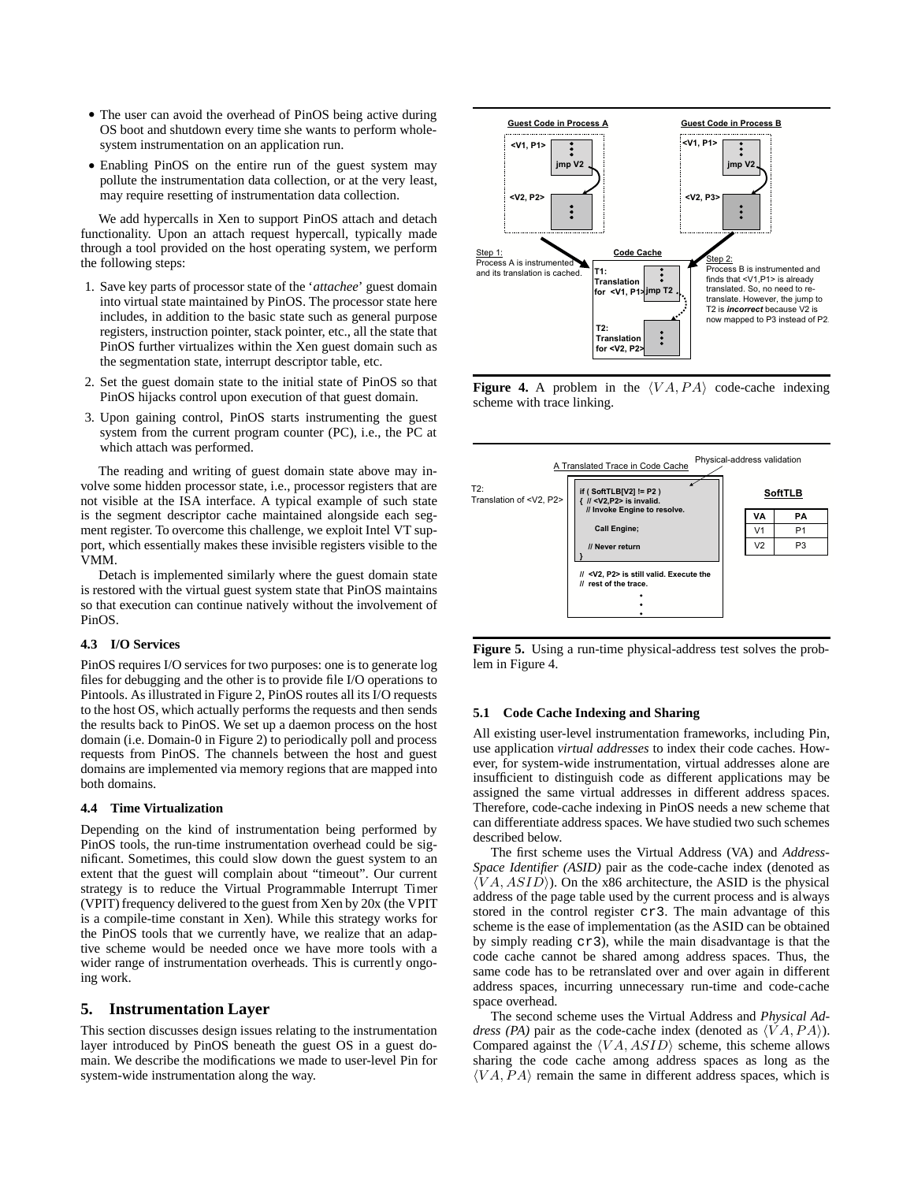- The user can avoid the overhead of PinOS being active during OS boot and shutdown every time she wants to perform whole-system instrumentation on an application run.
- Enabling PinOS on the entire run of the guest system may pollute the instrumentation data collection, or at the very least, may require resetting of instrumentation data collection.

We add hypercalls in Xen to support PinOS attach and detach functionality. Upon an attach request hypercall, typically made through a tool provided on the host operating system, we perform the following steps:

1. Save key parts of processor state of the '*attachee*' guest domain into virtual state maintained by PinOS. The processor state here includes, in addition to the basic state such as general purpose registers, instruction pointer, stack pointer, etc., all the state that PinOS further virtualizes within the Xen guest domain such as the segmentation state, interrupt descriptor table, etc.
2. Set the guest domain state to the initial state of PinOS so that PinOS hijacks control upon execution of that guest domain.
3. Upon gaining control, PinOS starts instrumenting the guest system from the current program counter (PC), i.e., the PC at which attach was performed.

The reading and writing of guest domain state above may involve some hidden processor state, i.e., processor registers that are not visible at the ISA interface. A typical example of such state is the segment descriptor cache maintained alongside each segment register. To overcome this challenge, we exploit Intel VT support, which essentially makes these invisible registers visible to the VMM.

Detach is implemented similarly where the guest domain state is restored with the virtual guest system state that PinOS maintains so that execution can continue natively without the involvement of PinOS.

### 4.3 I/O Services

PinOS requires I/O services for two purposes: one is to generate log files for debugging and the other is to provide file I/O operations to Pintools. As illustrated in Figure 2, PinOS routes all its I/O requests to the host OS, which actually performs the requests and then sends the results back to PinOS. We set up a daemon process on the host domain (i.e. Domain-0 in Figure 2) to periodically poll and process requests from PinOS. The channels between the host and guest domains are implemented via memory regions that are mapped into both domains.

### 4.4 Time Virtualization

Depending on the kind of instrumentation being performed by PinOS tools, the run-time instrumentation overhead could be significant. Sometimes, this could slow down the guest system to an extent that the guest will complain about "timeout". Our current strategy is to reduce the Virtual Programmable Interrupt Timer (VPIT) frequency delivered to the guest from Xen by 20x (the VPIT is a compile-time constant in Xen). While this strategy works for the PinOS tools that we currently have, we realize that an adaptive scheme would be needed once we have more tools with a wider range of instrumentation overheads. This is currently ongoing work.

## 5. Instrumentation Layer

This section discusses design issues relating to the instrumentation layer introduced by PinOS beneath the guest OS in a guest domain. We describe the modifications we made to user-level Pin for system-wide instrumentation along the way.

**Figure 4.** A problem in the $\langle VA, PA \rangle$ code-cache indexing scheme with trace linking.

**Figure 5.** Using a run-time physical-address test solves the problem in Figure 4.

### 5.1 Code Cache Indexing and Sharing

All existing user-level instrumentation frameworks, including Pin, use application *virtual addresses* to index their code caches. However, for system-wide instrumentation, virtual addresses alone are insufficient to distinguish code as different applications may be assigned the same virtual addresses in different address spaces. Therefore, code-cache indexing in PinOS needs a new scheme that can differentiate address spaces. We have studied two such schemes described below.

The first scheme uses the Virtual Address (VA) and *Address-Space Identifier (ASID)* pair as the code-cache index (denoted as $\langle VA, ASID \rangle$). On the x86 architecture, the ASID is the physical address of the page table used by the current process and is always stored in the control register `cr3`. The main advantage of this scheme is the ease of implementation (as the ASID can be obtained by simply reading `cr3`), while the main disadvantage is that the code cache cannot be shared among address spaces. Thus, the same code has to be retranslated over and over again in different address spaces, incurring unnecessary run-time and code-cache space overhead.

The second scheme uses the Virtual Address and *Physical Address (PA)* pair as the code-cache index (denoted as $\langle VA, PA \rangle$). Compared against the $\langle VA, ASID \rangle$ scheme, this scheme allows sharing the code cache among address spaces as long as the $\langle VA, PA \rangle$ remain the same in different address spaces, which is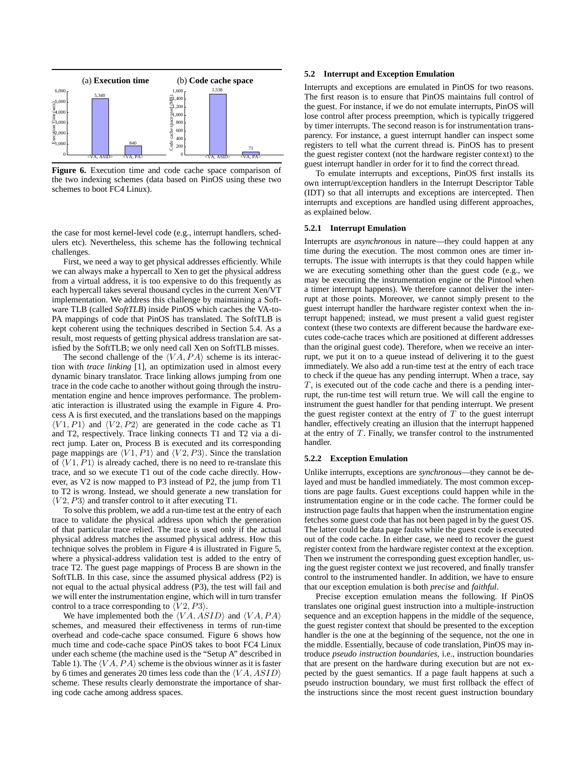**Figure 6.** Execution time and code cache space comparison of the two indexing schemes (data based on PinOS using these two schemes to boot FC4 Linux).

the case for most kernel-level code (e.g., interrupt handlers, schedulers etc). Nevertheless, this scheme has the following technical challenges.

First, we need a way to get physical addresses efficiently. While we can always make a hypercall to Xen to get the physical address from a virtual address, it is too expensive to do this frequently as each hypercall takes several thousand cycles in the current Xen/VT implementation. We address this challenge by maintaining a Software TLB (called *SoftTLB*) inside PinOS which caches the VA-to-PA mappings of code that PinOS has translated. The SoftTLB is kept coherent using the techniques described in Section 5.4. As a result, most requests of getting physical address translation are satisfied by the SoftTLB; we only need call Xen on SoftTLB misses.

The second challenge of the $\langle VA, PA\rangle$ scheme is its interaction with *trace linking* [1], an optimization used in almost every dynamic binary translator. Trace linking allows jumping from one trace in the code cache to another without going through the instrumentation engine and hence improves performance. The problematic interaction is illustrated using the example in Figure 4. Process A is first executed, and the translations based on the mappings $\langle V1, P1\rangle$ and $\langle V2, P2\rangle$ are generated in the code cache as T1 and T2, respectively. Trace linking connects T1 and T2 via a direct jump. Later on, Process B is executed and its corresponding page mappings are $\langle V1, P1\rangle$ and $\langle V2, P3\rangle$. Since the translation of $\langle V1, P1\rangle$ is already cached, there is no need to re-translate this trace, and so we execute T1 out of the code cache directly. However, as V2 is now mapped to P3 instead of P2, the jump from T1 to T2 is wrong. Instead, we should generate a new translation for $\langle V2, P3\rangle$ and transfer control to it after executing T1.

To solve this problem, we add a run-time test at the entry of each trace to validate the physical address upon which the generation of that particular trace relied. The trace is used only if the actual physical address matches the assumed physical address. How this technique solves the problem in Figure 4 is illustrated in Figure 5, where a physical-address validation test is added to the entry of trace T2. The guest page mappings of Process B are shown in the SoftTLB. In this case, since the assumed physical address (P2) is not equal to the actual physical address (P3), the test will fail and we will enter the instrumentation engine, which will in turn transfer control to a trace corresponding to $\langle V2, P3\rangle$.

We have implemented both the $\langle VA, ASID\rangle$ and $\langle VA, PA\rangle$ schemes, and measured their effectiveness in terms of run-time overhead and code-cache space consumed. Figure 6 shows how much time and code-cache space PinOS takes to boot FC4 Linux under each scheme (the machine used is the "Setup A" described in Table 1). The $\langle VA, PA\rangle$ scheme is the obvious winner as it is faster by 6 times and generates 20 times less code than the $\langle VA, ASID\rangle$ scheme. These results clearly demonstrate the importance of sharing code cache among address spaces.

### 5.2 Interrupt and Exception Emulation

Interrupts and exceptions are emulated in PinOS for two reasons. The first reason is to ensure that PinOS maintains full control of the guest. For instance, if we do not emulate interrupts, PinOS will lose control after process preemption, which is typically triggered by timer interrupts. The second reason is for instrumentation transparency. For instance, a guest interrupt handler can inspect some registers to tell what the current thread is. PinOS has to present the guest register context (not the hardware register context) to the guest interrupt handler in order for it to find the correct thread.

To emulate interrupts and exceptions, PinOS first installs its own interrupt/exception handlers in the Interrupt Descriptor Table (IDT) so that all interrupts and exceptions are intercepted. Then interrupts and exceptions are handled using different approaches, as explained below.

#### 5.2.1 Interrupt Emulation

Interrupts are *asynchronous* in nature—they could happen at any time during the execution. The most common ones are timer interrupts. The issue with interrupts is that they could happen while we are executing something other than the guest code (e.g., we may be executing the instrumentation engine or the Pintool when a timer interrupt happens). We therefore cannot deliver the interrupt at those points. Moreover, we cannot simply present to the guest interrupt handler the hardware register context when the interrupt happened; instead, we must present a valid guest register context (these two contexts are different because the hardware executes code-cache traces which are positioned at different addresses than the original guest code). Therefore, when we receive an interrupt, we put it on to a queue instead of delivering it to the guest immediately. We also add a run-time test at the entry of each trace to check if the queue has any pending interrupt. When a trace, say $T$, is executed out of the code cache and there is a pending interrupt, the run-time test will return true. We will call the engine to instrument the guest handler for that pending interrupt. We present the guest register context at the entry of $T$ to the guest interrupt handler, effectively creating an illusion that the interrupt happened at the entry of $T$. Finally, we transfer control to the instrumented handler.

#### 5.2.2 Exception Emulation

Unlike interrupts, exceptions are *synchronous*—they cannot be delayed and must be handled immediately. The most common exceptions are page faults. Guest exceptions could happen while in the instrumentation engine or in the code cache. The former could be instruction page faults that happen when the instrumentation engine fetches some guest code that has not been paged in by the guest OS. The latter could be data page faults while the guest code is executed out of the code cache. In either case, we need to recover the guest register context from the hardware register context at the exception. Then we instrument the corresponding guest exception handler, using the guest register context we just recovered, and finally transfer control to the instrumented handler. In addition, we have to ensure that our exception emulation is both *precise* and *faithful*.

Precise exception emulation means the following. If PinOS translates one original guest instruction into a multiple-instruction sequence and an exception happens in the middle of the sequence, the guest register context that should be presented to the exception handler is the one at the beginning of the sequence, not the one in the middle. Essentially, because of code translation, PinOS may introduce *pseudo instruction boundaries*, i.e., instruction boundaries that are present on the hardware during execution but are not expected by the guest semantics. If a page fault happens at such a pseudo instruction boundary, we must first rollback the effect of the instructions since the most recent guest instruction boundary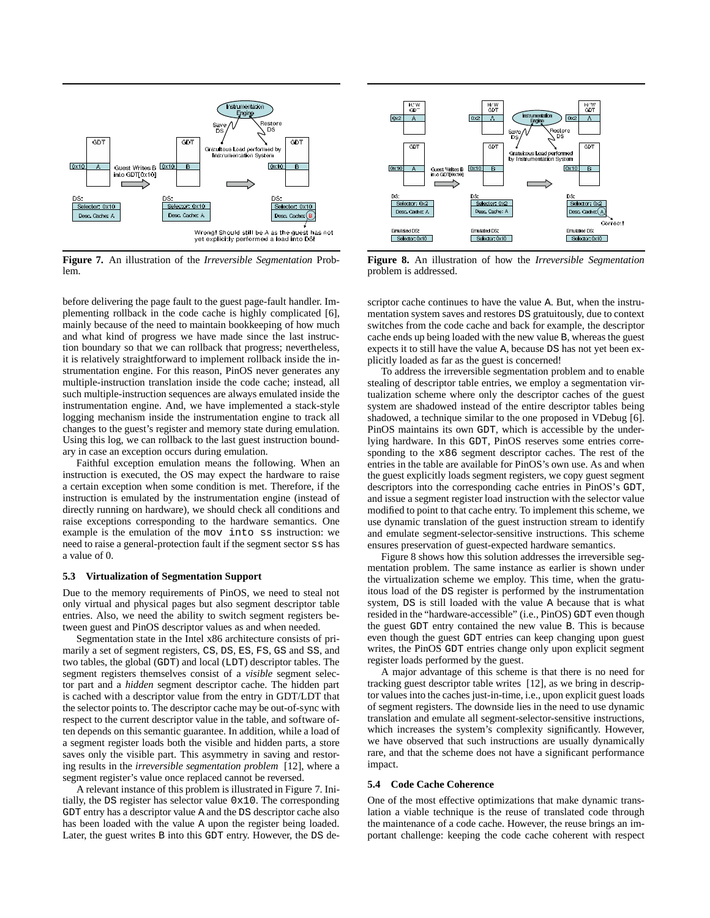**Figure 7.** An illustration of the *Irreversible Segmentation* Problem.

**Figure 8.** An illustration of how the *Irreversible Segmentation* problem is addressed.

before delivering the page fault to the guest page-fault handler. Implementing rollback in the code cache is highly complicated [6], mainly because of the need to maintain bookkeeping of how much and what kind of progress we have made since the last instruction boundary so that we can rollback that progress; nevertheless, it is relatively straightforward to implement rollback inside the instrumentation engine. For this reason, PinOS never generates any multiple-instruction translation inside the code cache; instead, all such multiple-instruction sequences are always emulated inside the instrumentation engine. And, we have implemented a stack-style logging mechanism inside the instrumentation engine to track all changes to the guest's register and memory state during emulation. Using this log, we can rollback to the last guest instruction boundary in case an exception occurs during emulation.

Faithful exception emulation means the following. When an instruction is executed, the OS may expect the hardware to raise a certain exception when some condition is met. Therefore, if the instruction is emulated by the instrumentation engine (instead of directly running on hardware), we should check all conditions and raise exceptions corresponding to the hardware semantics. One example is the emulation of the `mov into ss` instruction: we need to raise a general-protection fault if the segment sector `ss` has a value of 0.

### 5.3 Virtualization of Segmentation Support

Due to the memory requirements of PinOS, we need to steal not only virtual and physical pages but also segment descriptor table entries. Also, we need the ability to switch segment registers between guest and PinOS descriptor values as and when needed.

Segmentation state in the Intel x86 architecture consists of primarily a set of segment registers, `CS`, `DS`, `ES`, `FS`, `GS` and `SS`, and two tables, the global (`GDT`) and local (`LDT`) descriptor tables. The segment registers themselves consist of a *visible* segment selector part and a *hidden* segment descriptor cache. The hidden part is cached with a descriptor value from the entry in GDT/LDT that the selector points to. The descriptor cache may be out-of-sync with respect to the current descriptor value in the table, and software often depends on this semantic guarantee. In addition, while a load of a segment register loads both the visible and hidden parts, a store saves only the visible part. This asymmetry in saving and restoring results in the *irreversible segmentation problem* [12], where a segment register's value once replaced cannot be reversed.

A relevant instance of this problem is illustrated in Figure 7. Initially, the `DS` register has selector value `0x10`. The corresponding `GDT` entry has a descriptor value `A` and the `DS` descriptor cache also has been loaded with the value `A` upon the register being loaded. Later, the guest writes `B` into this `GDT` entry. However, the `DS` descriptor cache continues to have the value `A`. But, when the instrumentation system saves and restores `DS` gratuitously, due to context switches from the code cache and back for example, the descriptor cache ends up being loaded with the new value `B`, whereas the guest expects it to still have the value `A`, because `DS` has not yet been explicitly loaded as far as the guest is concerned!

To address the irreversible segmentation problem and to enable stealing of descriptor table entries, we employ a segmentation virtualization scheme where only the descriptor caches of the guest system are shadowed instead of the entire descriptor tables being shadowed, a technique similar to the one proposed in VDebug [6]. PinOS maintains its own `GDT`, which is accessible by the underlying hardware. In this `GDT`, PinOS reserves some entries corresponding to the `x86` segment descriptor caches. The rest of the entries in the table are available for PinOS's own use. As and when the guest explicitly loads segment registers, we copy guest segment descriptors into the corresponding cache entries in PinOS's `GDT`, and issue a segment register load instruction with the selector value modified to point to that cache entry. To implement this scheme, we use dynamic translation of the guest instruction stream to identify and emulate segment-selector-sensitive instructions. This scheme ensures preservation of guest-expected hardware semantics.

Figure 8 shows how this solution addresses the irreversible segmentation problem. The same instance as earlier is shown under the virtualization scheme we employ. This time, when the gratuitous load of the `DS` register is performed by the instrumentation system, `DS` is still loaded with the value `A` because that is what resided in the "hardware-accessible" (i.e., PinOS) `GDT` even though the guest `GDT` entry contained the new value `B`. This is because even though the guest `GDT` entries can keep changing upon guest writes, the PinOS `GDT` entries change only upon explicit segment register loads performed by the guest.

A major advantage of this scheme is that there is no need for tracking guest descriptor table writes [12], as we bring in descriptor values into the caches just-in-time, i.e., upon explicit guest loads of segment registers. The downside lies in the need to use dynamic translation and emulate all segment-selector-sensitive instructions, which increases the system's complexity significantly. However, we have observed that such instructions are usually dynamically rare, and that the scheme does not have a significant performance impact.

### 5.4 Code Cache Coherence

One of the most effective optimizations that make dynamic translation a viable technique is the reuse of translated code through the maintenance of a code cache. However, the reuse brings an important challenge: keeping the code cache coherent with respect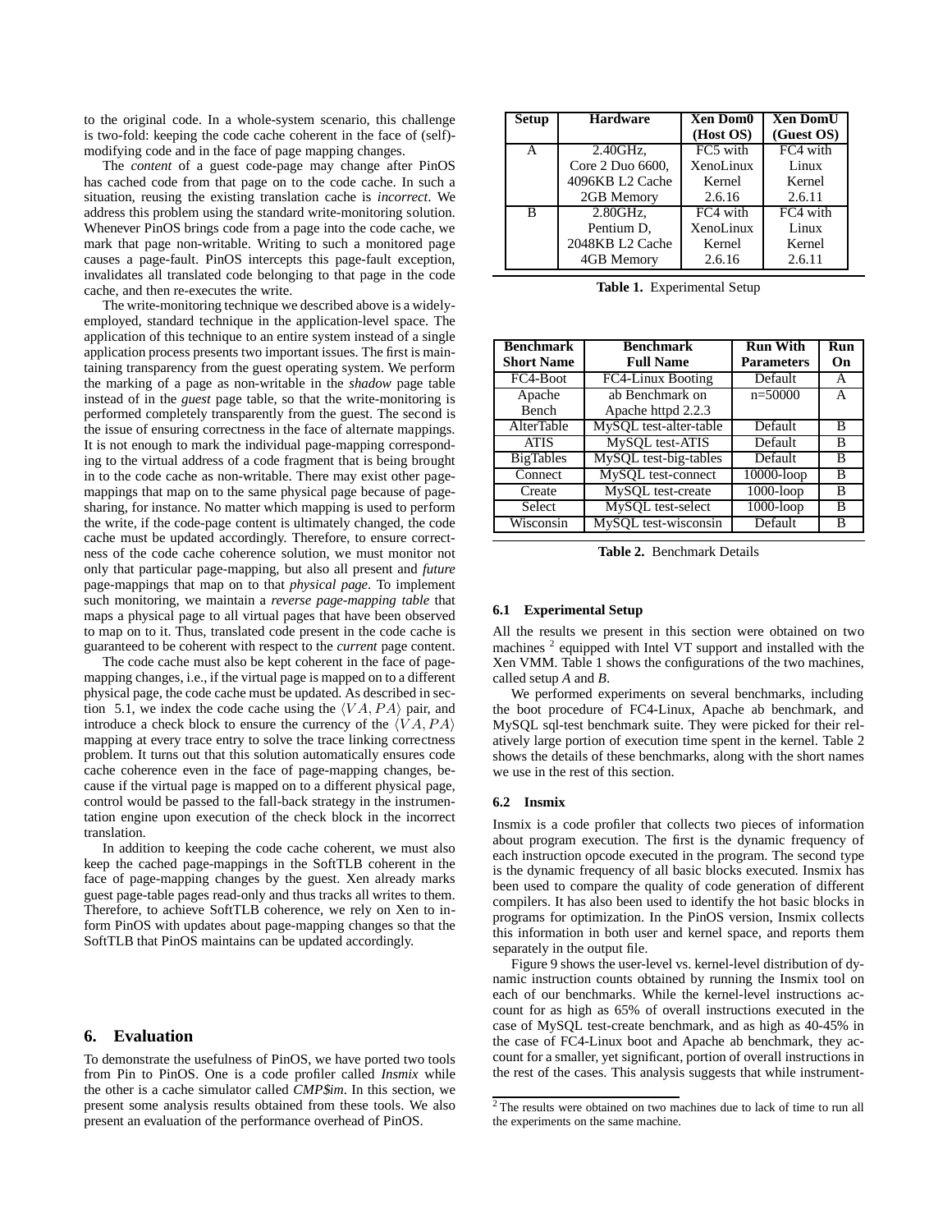to the original code. In a whole-system scenario, this challenge is two-fold: keeping the code cache coherent in the face of (self)-modifying code and in the face of page mapping changes.

The *content* of a guest code-page may change after PinOS has cached code from that page on to the code cache. In such a situation, reusing the existing translation cache is *incorrect*. We address this problem using the standard write-monitoring solution. Whenever PinOS brings code from a page into the code cache, we mark that page non-writable. Writing to such a monitored page causes a page-fault. PinOS intercepts this page-fault exception, invalidates all translated code belonging to that page in the code cache, and then re-executes the write.

The write-monitoring technique we described above is a widely-employed, standard technique in the application-level space. The application of this technique to an entire system instead of a single application process presents two important issues. The first is maintaining transparency from the guest operating system. We perform the marking of a page as non-writable in the *shadow* page table instead of in the *guest* page table, so that the write-monitoring is performed completely transparently from the guest. The second is the issue of ensuring correctness in the face of alternate mappings. It is not enough to mark the individual page-mapping corresponding to the virtual address of a code fragment that is being brought in to the code cache as non-writable. There may exist other page-mappings that map on to the same physical page because of page-sharing, for instance. No matter which mapping is used to perform the write, if the code-page content is ultimately changed, the code cache must be updated accordingly. Therefore, to ensure correctness of the code cache coherence solution, we must monitor not only that particular page-mapping, but also all present and *future* page-mappings that map on to that *physical page*. To implement such monitoring, we maintain a *reverse page-mapping table* that maps a physical page to all virtual pages that have been observed to map on to it. Thus, translated code present in the code cache is guaranteed to be coherent with respect to the *current* page content.

The code cache must also be kept coherent in the face of page-mapping changes, i.e., if the virtual page is mapped on to a different physical page, the code cache must be updated. As described in section 5.1, we index the code cache using the $\langle VA, PA \rangle$ pair, and introduce a check block to ensure the currency of the $\langle VA, PA \rangle$ mapping at every trace entry to solve the trace linking correctness problem. It turns out that this solution automatically ensures code cache coherence even in the face of page-mapping changes, because if the virtual page is mapped on to a different physical page, control would be passed to the fall-back strategy in the instrumentation engine upon execution of the check block in the incorrect translation.

In addition to keeping the code cache coherent, we must also keep the cached page-mappings in the SoftTLB coherent in the face of page-mapping changes by the guest. Xen already marks guest page-table pages read-only and thus tracks all writes to them. Therefore, to achieve SoftTLB coherence, we rely on Xen to inform PinOS with updates about page-mapping changes so that the SoftTLB that PinOS maintains can be updated accordingly.

## 6. Evaluation

To demonstrate the usefulness of PinOS, we have ported two tools from Pin to PinOS. One is a code profiler called *Insmix* while the other is a cache simulator called *CMP$im*. In this section, we present some analysis results obtained from these tools. We also present an evaluation of the performance overhead of PinOS.

| Setup | Hardware | Xen Dom0 (Host OS) | Xen DomU (Guest OS) |
|---|---|---|---|
| A | 2.40GHz, Core 2 Duo 6600, 4096KB L2 Cache 2GB Memory | FC5 with XenoLinux Kernel 2.6.16 | FC4 with Linux Kernel 2.6.11 |
| B | 2.80GHz, Pentium D, 2048KB L2 Cache 4GB Memory | FC4 with XenoLinux Kernel 2.6.16 | FC4 with Linux Kernel 2.6.11 |

**Table 1.** Experimental Setup

| Benchmark Short Name | Benchmark Full Name | Run With Parameters | Run On |
|---|---|---|---|
| FC4-Boot | FC4-Linux Booting | Default | A |
| Apache Bench | ab Benchmark on Apache httpd 2.2.3 | n=50000 | A |
| AlterTable | MySQL test-alter-table | Default | B |
| ATIS | MySQL test-ATIS | Default | B |
| BigTables | MySQL test-big-tables | Default | B |
| Connect | MySQL test-connect | 10000-loop | B |
| Create | MySQL test-create | 1000-loop | B |
| Select | MySQL test-select | 1000-loop | B |
| Wisconsin | MySQL test-wisconsin | Default | B |

**Table 2.** Benchmark Details

### 6.1 Experimental Setup

All the results we present in this section were obtained on two machines [2] equipped with Intel VT support and installed with the Xen VMM. Table 1 shows the configurations of the two machines, called setup *A* and *B*.

We performed experiments on several benchmarks, including the boot procedure of FC4-Linux, Apache ab benchmark, and MySQL sql-test benchmark suite. They were picked for their relatively large portion of execution time spent in the kernel. Table 2 shows the details of these benchmarks, along with the short names we use in the rest of this section.

### 6.2 Insmix

Insmix is a code profiler that collects two pieces of information about program execution. The first is the dynamic frequency of each instruction opcode executed in the program. The second type is the dynamic frequency of all basic blocks executed. Insmix has been used to compare the quality of code generation of different compilers. It has also been used to identify the hot basic blocks in programs for optimization. In the PinOS version, Insmix collects this information in both user and kernel space, and reports them separately in the output file.

Figure 9 shows the user-level vs. kernel-level distribution of dynamic instruction counts obtained by running the Insmix tool on each of our benchmarks. While the kernel-level instructions account for as high as 65% of overall instructions executed in the case of MySQL test-create benchmark, and as high as 40-45% in the case of FC4-Linux boot and Apache ab benchmark, they account for a smaller, yet significant, portion of overall instructions in the rest of the cases. This analysis suggests that while instrument-

[2] The results were obtained on two machines due to lack of time to run all the experiments on the same machine.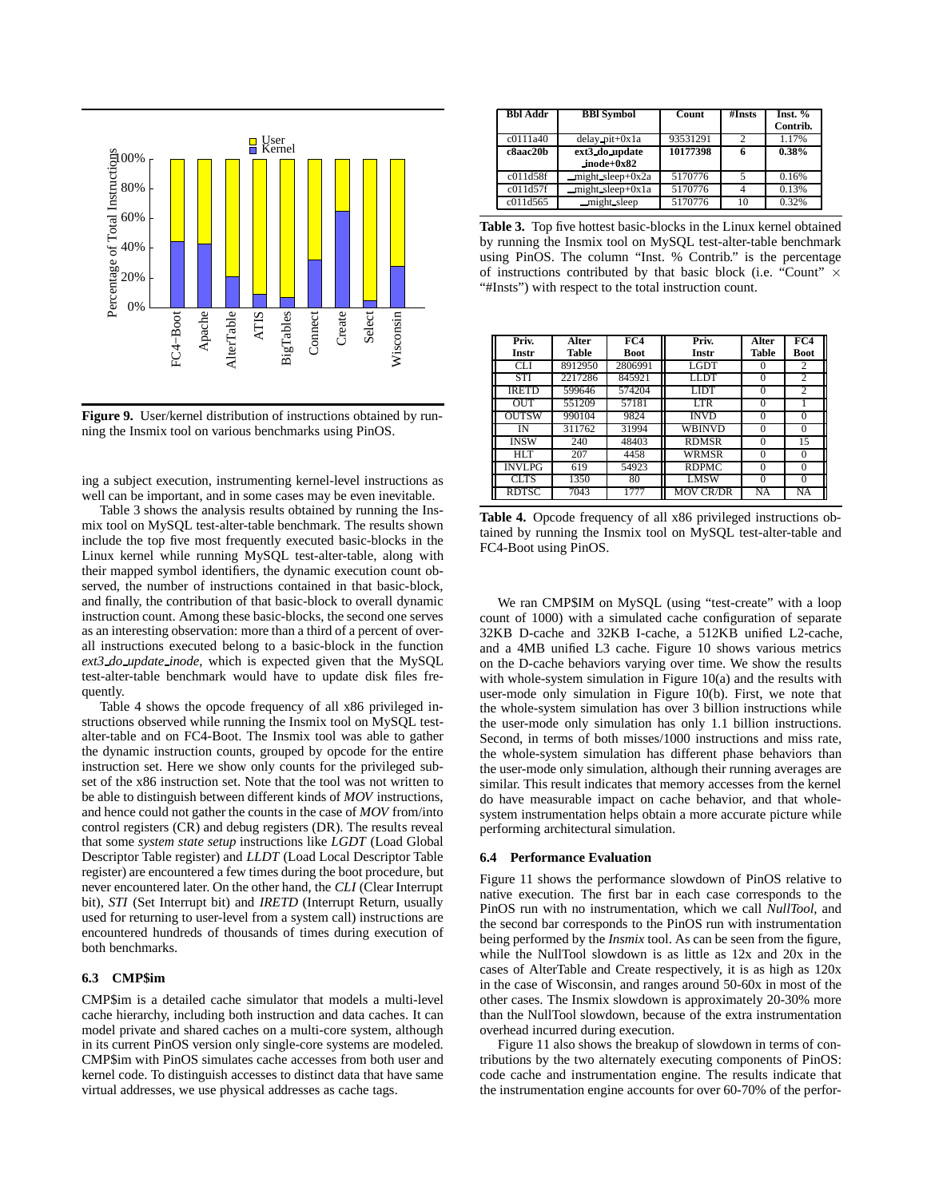Figure 9. User/kernel distribution of instructions obtained by running the Insmix tool on various benchmarks using PinOS.

ing a subject execution, instrumenting kernel-level instructions as well can be important, and in some cases may be even inevitable.

Table 3 shows the analysis results obtained by running the Insmix tool on MySQL test-alter-table benchmark. The results shown include the top five most frequently executed basic-blocks in the Linux kernel while running MySQL test-alter-table, along with their mapped symbol identifiers, the dynamic execution count observed, the number of instructions contained in that basic-block, and finally, the contribution of that basic-block to overall dynamic instruction count. Among these basic-blocks, the second one serves as an interesting observation: more than a third of a percent of overall instructions executed belong to a basic-block in the function *ext3_do_update_inode*, which is expected given that the MySQL test-alter-table benchmark would have to update disk files frequently.

Table 4 shows the opcode frequency of all x86 privileged instructions observed while running the Insmix tool on MySQL test-alter-table and on FC4-Boot. The Insmix tool was able to gather the dynamic instruction counts, grouped by opcode for the entire instruction set. Here we show only counts for the privileged subset of the x86 instruction set. Note that the tool was not written to be able to distinguish between different kinds of *MOV* instructions, and hence could not gather the counts in the case of *MOV* from/into control registers (CR) and debug registers (DR). The results reveal that some *system state setup* instructions like *LGDT* (Load Global Descriptor Table register) and *LLDT* (Load Local Descriptor Table register) are encountered a few times during the boot procedure, but never encountered later. On the other hand, the *CLI* (Clear Interrupt bit), *STI* (Set Interrupt bit) and *IRETD* (Interrupt Return, usually used for returning to user-level from a system call) instructions are encountered hundreds of thousands of times during execution of both benchmarks.

### 6.3 CMP$im

CMP$im is a detailed cache simulator that models a multi-level cache hierarchy, including both instruction and data caches. It can model private and shared caches on a multi-core system, although in its current PinOS version only single-core systems are modeled. CMP$im with PinOS simulates cache accesses from both user and kernel code. To distinguish accesses to distinct data that have same virtual addresses, we use physical addresses as cache tags.

| Bbl Addr | Bbl Symbol | Count | #Insts | Inst. % Contrib. |
|---|---|---|---|---|
| c0111a40 | delay_pit+0x1a | 93531291 | 2 | 1.17% |
| **c8aac20b** | **ext3_do_update _inode+0x82** | **10177398** | **6** | **0.38%** |
| c011d58f | __might_sleep+0x2a | 5170776 | 5 | 0.16% |
| c011d57f | __might_sleep+0x1a | 5170776 | 4 | 0.13% |
| c011d565 | __might_sleep | 5170776 | 10 | 0.32% |

**Table 3.** Top five hottest basic-blocks in the Linux kernel obtained by running the Insmix tool on MySQL test-alter-table benchmark using PinOS. The column "Inst. % Contrib." is the percentage of instructions contributed by that basic block (i.e. "Count" × "#Insts") with respect to the total instruction count.

| Priv. Instr | Alter Table | FC4 Boot | Priv. Instr | Alter Table | FC4 Boot |
|---|---|---|---|---|---|
| CLI | 8912950 | 2806991 | LGDT | 0 | 2 |
| STI | 2217286 | 845921 | LLDT | 0 | 2 |
| IRETD | 599646 | 574204 | LIDT | 0 | 2 |
| OUT | 551209 | 57181 | LTR | 0 | 1 |
| OUTSW | 990104 | 9824 | INVD | 0 | 0 |
| IN | 311762 | 31994 | WBINVD | 0 | 0 |
| INSW | 240 | 48403 | RDMSR | 0 | 15 |
| HLT | 207 | 4458 | WRMSR | 0 | 0 |
| INVLPG | 619 | 54923 | RDPMC | 0 | 0 |
| CLTS | 1350 | 80 | LMSW | 0 | 0 |
| RDTSC | 7043 | 1777 | MOV CR/DR | NA | NA |

**Table 4.** Opcode frequency of all x86 privileged instructions obtained by running the Insmix tool on MySQL test-alter-table and FC4-Boot using PinOS.

We ran CMP$IM on MySQL (using "test-create" with a loop count of 1000) with a simulated cache configuration of separate 32KB D-cache and 32KB I-cache, a 512KB unified L2-cache, and a 4MB unified L3 cache. Figure 10 shows various metrics on the D-cache behaviors varying over time. We show the results with whole-system simulation in Figure 10(a) and the results with user-mode only simulation in Figure 10(b). First, we note that the whole-system simulation has over 3 billion instructions while the user-mode only simulation has only 1.1 billion instructions. Second, in terms of both misses/1000 instructions and miss rate, the whole-system simulation has different phase behaviors than the user-mode only simulation, although their running averages are similar. This result indicates that memory accesses from the kernel do have measurable impact on cache behavior, and that whole-system instrumentation helps obtain a more accurate picture while performing architectural simulation.

### 6.4 Performance Evaluation

Figure 11 shows the performance slowdown of PinOS relative to native execution. The first bar in each case corresponds to the PinOS run with no instrumentation, which we call *NullTool*, and the second bar corresponds to the PinOS run with instrumentation being performed by the *Insmix* tool. As can be seen from the figure, while the NullTool slowdown is as little as 12x and 20x in the cases of AlterTable and Create respectively, it is as high as 120x in the case of Wisconsin, and ranges around 50-60x in most of the other cases. The Insmix slowdown is approximately 20-30% more than the NullTool slowdown, because of the extra instrumentation overhead incurred during execution.

Figure 11 also shows the breakup of slowdown in terms of contributions by the two alternately executing components of PinOS: code cache and instrumentation engine. The results indicate that the instrumentation engine accounts for over 60-70% of the perfor-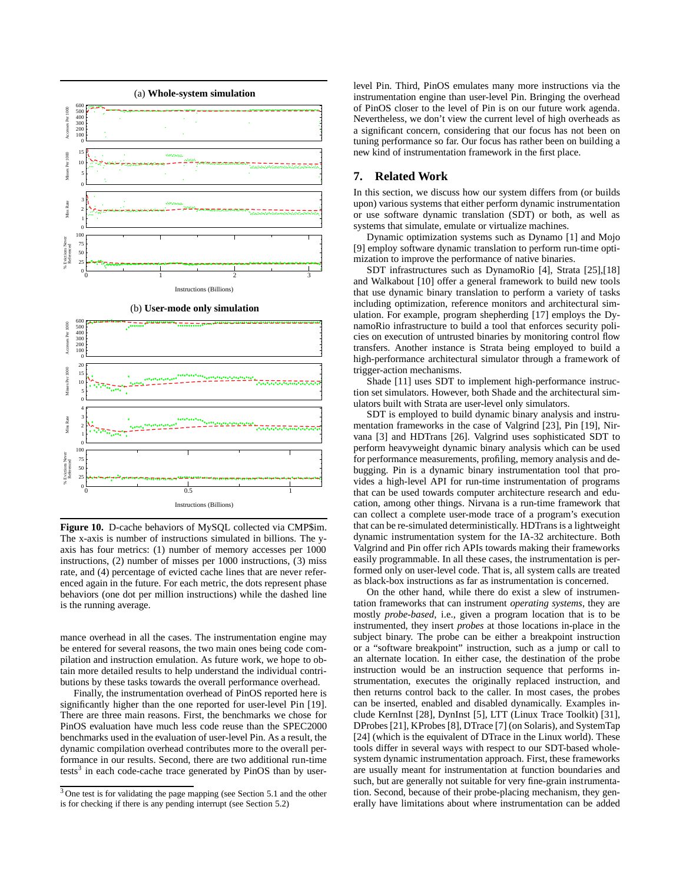**Figure 10.** D-cache behaviors of MySQL collected via CMP$im. The x-axis is number of instructions simulated in billions. The y-axis has four metrics: (1) number of memory accesses per 1000 instructions, (2) number of misses per 1000 instructions, (3) miss rate, and (4) percentage of evicted cache lines that are never referenced again in the future. For each metric, the dots represent phase behaviors (one dot per million instructions) while the dashed line is the running average.

mance overhead in all the cases. The instrumentation engine may be entered for several reasons, the two main ones being code compilation and instruction emulation. As future work, we hope to obtain more detailed results to help understand the individual contributions by these tasks towards the overall performance overhead.

Finally, the instrumentation overhead of PinOS reported here is significantly higher than the one reported for user-level Pin [19]. There are three main reasons. First, the benchmarks we chose for PinOS evaluation have much less code reuse than the SPEC2000 benchmarks used in the evaluation of user-level Pin. As a result, the dynamic compilation overhead contributes more to the overall performance in our results. Second, there are two additional run-time tests[3] in each code-cache trace generated by PinOS than by user-level Pin. Third, PinOS emulates many more instructions via the instrumentation engine than user-level Pin. Bringing the overhead of PinOS closer to the level of Pin is on our future work agenda. Nevertheless, we don't view the current level of high overheads as a significant concern, considering that our focus has not been on tuning performance so far. Our focus has rather been on building a new kind of instrumentation framework in the first place.

## 7. Related Work

In this section, we discuss how our system differs from (or builds upon) various systems that either perform dynamic instrumentation or use software dynamic translation (SDT) or both, as well as systems that simulate, emulate or virtualize machines.

Dynamic optimization systems such as Dynamo [1] and Mojo [9] employ software dynamic translation to perform run-time optimization to improve the performance of native binaries.

SDT infrastructures such as DynamoRio [4], Strata [25],[18] and Walkabout [10] offer a general framework to build new tools that use dynamic binary translation to perform a variety of tasks including optimization, reference monitors and architectural simulation. For example, program shepherding [17] employs the DynamoRio infrastructure to build a tool that enforces security policies on execution of untrusted binaries by monitoring control flow transfers. Another instance is Strata being employed to build a high-performance architectural simulator through a framework of trigger-action mechanisms.

Shade [11] uses SDT to implement high-performance instruction set simulators. However, both Shade and the architectural simulators built with Strata are user-level only simulators.

SDT is employed to build dynamic binary analysis and instrumentation frameworks in the case of Valgrind [23], Pin [19], Nirvana [3] and HDTrans [26]. Valgrind uses sophisticated SDT to perform heavyweight dynamic binary analysis which can be used for performance measurements, profiling, memory analysis and debugging. Pin is a dynamic binary instrumentation tool that provides a high-level API for run-time instrumentation of programs that can be used towards computer architecture research and education, among other things. Nirvana is a run-time framework that can collect a complete user-mode trace of a program's execution that can be re-simulated deterministically. HDTrans is a lightweight dynamic instrumentation system for the IA-32 architecture. Both Valgrind and Pin offer rich APIs towards making their frameworks easily programmable. In all these cases, the instrumentation is performed only on user-level code. That is, all system calls are treated as black-box instructions as far as instrumentation is concerned.

On the other hand, while there do exist a slew of instrumentation frameworks that can instrument *operating systems*, they are mostly *probe-based*, i.e., given a program location that is to be instrumented, they insert *probes* at those locations in-place in the subject binary. The probe can be either a breakpoint instruction or a "software breakpoint" instruction, such as a jump or call to an alternate location. In either case, the destination of the probe instruction would be an instruction sequence that performs instrumentation, executes the originally replaced instruction, and then returns control back to the caller. In most cases, the probes can be inserted, enabled and disabled dynamically. Examples include KernInst [28], DynInst [5], LTT (Linux Trace Toolkit) [31], DProbes [21], KProbes [8], DTrace [7] (on Solaris), and SystemTap [24] (which is the equivalent of DTrace in the Linux world). These tools differ in several ways with respect to our SDT-based whole-system dynamic instrumentation approach. First, these frameworks are usually meant for instrumentation at function boundaries and such, but are generally not suitable for very fine-grain instrumentation. Second, because of their probe-placing mechanism, they generally have limitations about where instrumentation can be added

[3] One test is for validating the page mapping (see Section 5.1 and the other is for checking if there is any pending interrupt (see Section 5.2)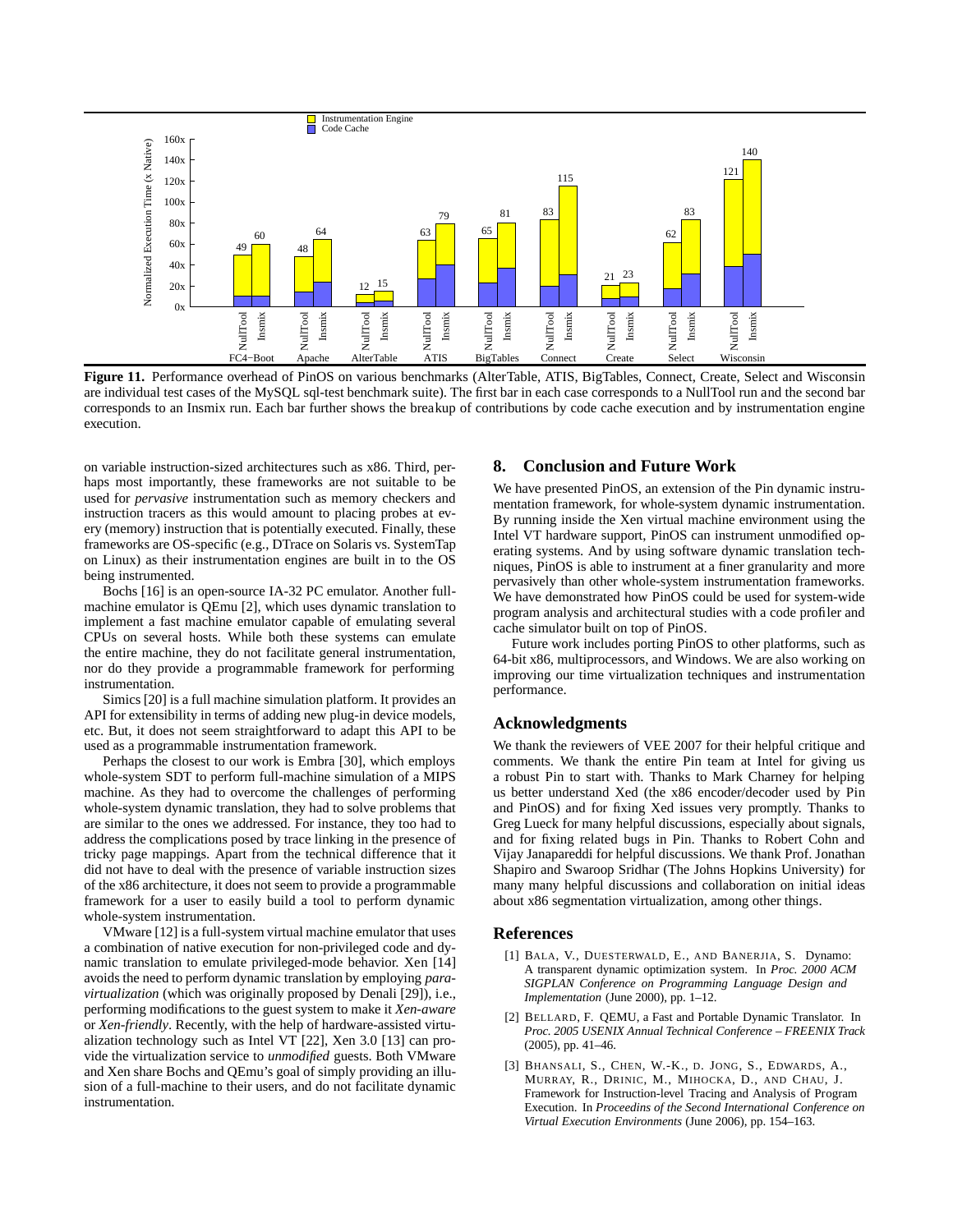Figure 11. Performance overhead of PinOS on various benchmarks (AlterTable, ATIS, BigTables, Connect, Create, Select and Wisconsin are individual test cases of the MySQL sql-test benchmark suite). The first bar in each case corresponds to a NullTool run and the second bar corresponds to an Insmix run. Each bar further shows the breakup of contributions by code cache execution and by instrumentation engine execution.

on variable instruction-sized architectures such as x86. Third, perhaps most importantly, these frameworks are not suitable to be used for *pervasive* instrumentation such as memory checkers and instruction tracers as this would amount to placing probes at every (memory) instruction that is potentially executed. Finally, these frameworks are OS-specific (e.g., DTrace on Solaris vs. SystemTap on Linux) as their instrumentation engines are built in to the OS being instrumented.

Bochs [16] is an open-source IA-32 PC emulator. Another full-machine emulator is QEmu [2], which uses dynamic translation to implement a fast machine emulator capable of emulating several CPUs on several hosts. While both these systems can emulate the entire machine, they do not facilitate general instrumentation, nor do they provide a programmable framework for performing instrumentation.

Simics [20] is a full machine simulation platform. It provides an API for extensibility in terms of adding new plug-in device models, etc. But, it does not seem straightforward to adapt this API to be used as a programmable instrumentation framework.

Perhaps the closest to our work is Embra [30], which employs whole-system SDT to perform full-machine simulation of a MIPS machine. As they had to overcome the challenges of performing whole-system dynamic translation, they had to solve problems that are similar to the ones we addressed. For instance, they too had to address the complications posed by trace linking in the presence of tricky page mappings. Apart from the technical difference that it did not have to deal with the presence of variable instruction sizes of the x86 architecture, it does not seem to provide a programmable framework for a user to easily build a tool to perform dynamic whole-system instrumentation.

VMware [12] is a full-system virtual machine emulator that uses a combination of native execution for non-privileged code and dynamic translation to emulate privileged-mode behavior. Xen [14] avoids the need to perform dynamic translation by employing *paravirtualization* (which was originally proposed by Denali [29]), i.e., performing modifications to the guest system to make it *Xen-aware* or *Xen-friendly*. Recently, with the help of hardware-assisted virtualization technology such as Intel VT [22], Xen 3.0 [13] can provide the virtualization service to *unmodified* guests. Both VMware and Xen share Bochs and QEmu's goal of simply providing an illusion of a full-machine to their users, and do not facilitate dynamic instrumentation.

## 8. Conclusion and Future Work

We have presented PinOS, an extension of the Pin dynamic instrumentation framework, for whole-system dynamic instrumentation. By running inside the Xen virtual machine environment using the Intel VT hardware support, PinOS can instrument unmodified operating systems. And by using software dynamic translation techniques, PinOS is able to instrument at a finer granularity and more pervasively than other whole-system instrumentation frameworks. We have demonstrated how PinOS could be used for system-wide program analysis and architectural studies with a code profiler and cache simulator built on top of PinOS.

Future work includes porting PinOS to other platforms, such as 64-bit x86, multiprocessors, and Windows. We are also working on improving our time virtualization techniques and instrumentation performance.

## Acknowledgments

We thank the reviewers of VEE 2007 for their helpful critique and comments. We thank the entire Pin team at Intel for giving us a robust Pin to start with. Thanks to Mark Charney for helping us better understand Xed (the x86 encoder/decoder used by Pin and PinOS) and for fixing Xed issues very promptly. Thanks to Greg Lueck for many helpful discussions, especially about signals, and for fixing related bugs in Pin. Thanks to Robert Cohn and Vijay Janapareddi for helpful discussions. We thank Prof. Jonathan Shapiro and Swaroop Sridhar (The Johns Hopkins University) for many many helpful discussions and collaboration on initial ideas about x86 segmentation virtualization, among other things.

## References

[1] Bala, V., Duesterwald, E., and Banerjia, S. Dynamo: A transparent dynamic optimization system. In *Proc. 2000 ACM SIGPLAN Conference on Programming Language Design and Implementation* (June 2000), pp. 1–12.

[2] Bellard, F. QEMU, a Fast and Portable Dynamic Translator. In *Proc. 2005 USENIX Annual Technical Conference – FREENIX Track* (2005), pp. 41–46.

[3] Bhansali, S., Chen, W.-K., d. Jong, S., Edwards, A., Murray, R., Drinic, M., Mihocka, D., and Chau, J. Framework for Instruction-level Tracing and Analysis of Program Execution. In *Proceedins of the Second International Conference on Virtual Execution Environments* (June 2006), pp. 154–163.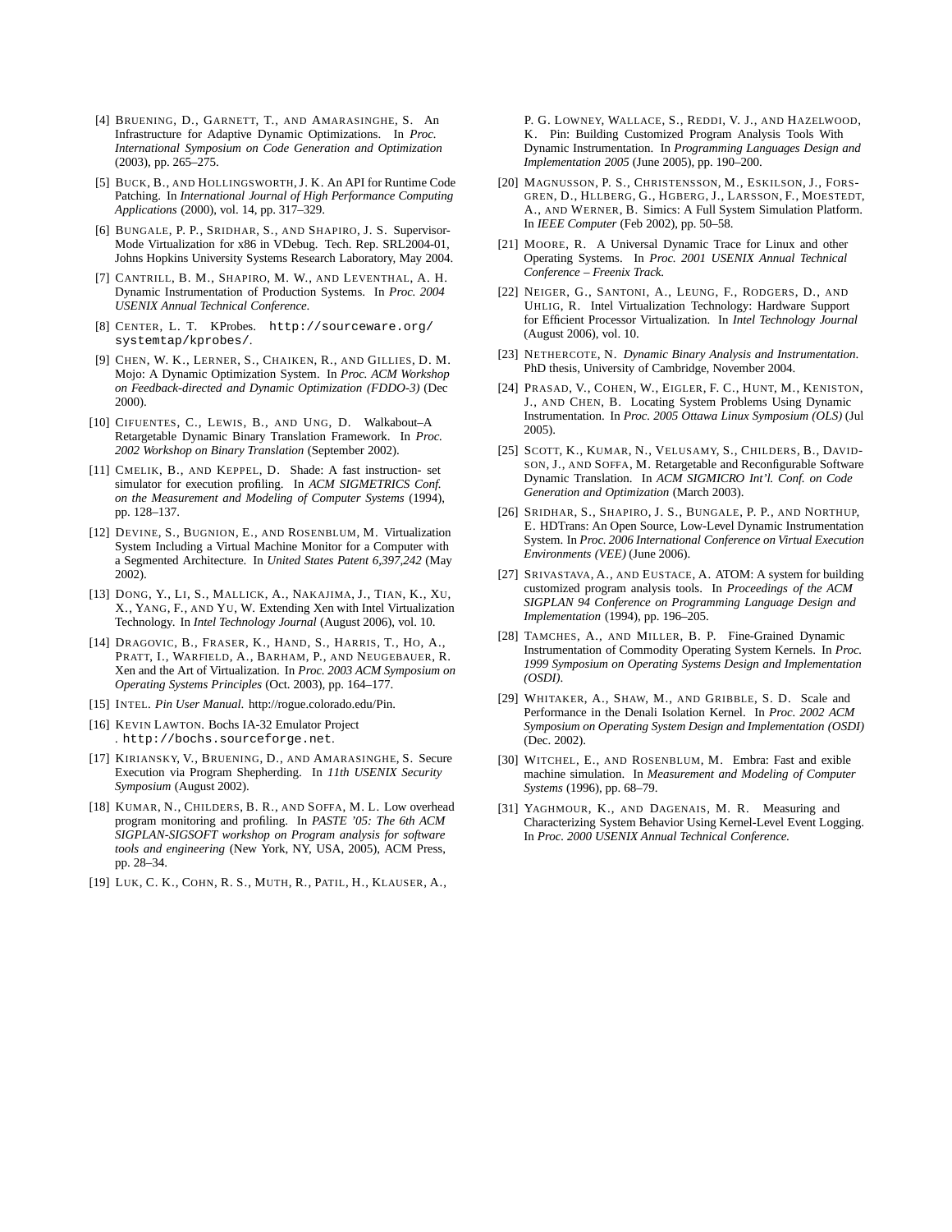[4] BRUENING, D., GARNETT, T., AND AMARASINGHE, S. An Infrastructure for Adaptive Dynamic Optimizations. In *Proc. International Symposium on Code Generation and Optimization* (2003), pp. 265–275.

[5] BUCK, B., AND HOLLINGSWORTH, J. K. An API for Runtime Code Patching. In *International Journal of High Performance Computing Applications* (2000), vol. 14, pp. 317–329.

[6] BUNGALE, P. P., SRIDHAR, S., AND SHAPIRO, J. S. Supervisor-Mode Virtualization for x86 in VDebug. Tech. Rep. SRL2004-01, Johns Hopkins University Systems Research Laboratory, May 2004.

[7] CANTRILL, B. M., SHAPIRO, M. W., AND LEVENTHAL, A. H. Dynamic Instrumentation of Production Systems. In *Proc. 2004 USENIX Annual Technical Conference.*

[8] CENTER, L. T. KProbes. `http://sourceware.org/systemtap/kprobes/`.

[9] CHEN, W. K., LERNER, S., CHAIKEN, R., AND GILLIES, D. M. Mojo: A Dynamic Optimization System. In *Proc. ACM Workshop on Feedback-directed and Dynamic Optimization (FDDO-3)* (Dec 2000).

[10] CIFUENTES, C., LEWIS, B., AND UNG, D. Walkabout–A Retargetable Dynamic Binary Translation Framework. In *Proc. 2002 Workshop on Binary Translation* (September 2002).

[11] CMELIK, B., AND KEPPEL, D. Shade: A fast instruction- set simulator for execution profiling. In *ACM SIGMETRICS Conf. on the Measurement and Modeling of Computer Systems* (1994), pp. 128–137.

[12] DEVINE, S., BUGNION, E., AND ROSENBLUM, M. Virtualization System Including a Virtual Machine Monitor for a Computer with a Segmented Architecture. In *United States Patent 6,397,242* (May 2002).

[13] DONG, Y., LI, S., MALLICK, A., NAKAJIMA, J., TIAN, K., XU, X., YANG, F., AND YU, W. Extending Xen with Intel Virtualization Technology. In *Intel Technology Journal* (August 2006), vol. 10.

[14] DRAGOVIC, B., FRASER, K., HAND, S., HARRIS, T., HO, A., PRATT, I., WARFIELD, A., BARHAM, P., AND NEUGEBAUER, R. Xen and the Art of Virtualization. In *Proc. 2003 ACM Symposium on Operating Systems Principles* (Oct. 2003), pp. 164–177.

[15] INTEL. *Pin User Manual.* http://rogue.colorado.edu/Pin.

[16] KEVIN LAWTON. Bochs IA-32 Emulator Project . `http://bochs.sourceforge.net`.

[17] KIRIANSKY, V., BRUENING, D., AND AMARASINGHE, S. Secure Execution via Program Shepherding. In *11th USENIX Security Symposium* (August 2002).

[18] KUMAR, N., CHILDERS, B. R., AND SOFFA, M. L. Low overhead program monitoring and profiling. In *PASTE '05: The 6th ACM SIGPLAN-SIGSOFT workshop on Program analysis for software tools and engineering* (New York, NY, USA, 2005), ACM Press, pp. 28–34.

[19] LUK, C. K., COHN, R. S., MUTH, R., PATIL, H., KLAUSER, A., P. G. LOWNEY, WALLACE, S., REDDI, V. J., AND HAZELWOOD, K. Pin: Building Customized Program Analysis Tools With Dynamic Instrumentation. In *Programming Languages Design and Implementation 2005* (June 2005), pp. 190–200.

[20] MAGNUSSON, P. S., CHRISTENSSON, M., ESKILSON, J., FORSGREN, D., HLLBERG, G., HGBERG, J., LARSSON, F., MOESTEDT, A., AND WERNER, B. Simics: A Full System Simulation Platform. In *IEEE Computer* (Feb 2002), pp. 50–58.

[21] MOORE, R. A Universal Dynamic Trace for Linux and other Operating Systems. In *Proc. 2001 USENIX Annual Technical Conference – Freenix Track.*

[22] NEIGER, G., SANTONI, A., LEUNG, F., RODGERS, D., AND UHLIG, R. Intel Virtualization Technology: Hardware Support for Efficient Processor Virtualization. In *Intel Technology Journal* (August 2006), vol. 10.

[23] NETHERCOTE, N. *Dynamic Binary Analysis and Instrumentation.* PhD thesis, University of Cambridge, November 2004.

[24] PRASAD, V., COHEN, W., EIGLER, F. C., HUNT, M., KENISTON, J., AND CHEN, B. Locating System Problems Using Dynamic Instrumentation. In *Proc. 2005 Ottawa Linux Symposium (OLS)* (Jul 2005).

[25] SCOTT, K., KUMAR, N., VELUSAMY, S., CHILDERS, B., DAVIDSON, J., AND SOFFA, M. Retargetable and Reconfigurable Software Dynamic Translation. In *ACM SIGMICRO Int'l. Conf. on Code Generation and Optimization* (March 2003).

[26] SRIDHAR, S., SHAPIRO, J. S., BUNGALE, P. P., AND NORTHUP, E. HDTrans: An Open Source, Low-Level Dynamic Instrumentation System. In *Proc. 2006 International Conference on Virtual Execution Environments (VEE)* (June 2006).

[27] SRIVASTAVA, A., AND EUSTACE, A. ATOM: A system for building customized program analysis tools. In *Proceedings of the ACM SIGPLAN 94 Conference on Programming Language Design and Implementation* (1994), pp. 196–205.

[28] TAMCHES, A., AND MILLER, B. P. Fine-Grained Dynamic Instrumentation of Commodity Operating System Kernels. In *Proc. 1999 Symposium on Operating Systems Design and Implementation (OSDI).*

[29] WHITAKER, A., SHAW, M., AND GRIBBLE, S. D. Scale and Performance in the Denali Isolation Kernel. In *Proc. 2002 ACM Symposium on Operating System Design and Implementation (OSDI)* (Dec. 2002).

[30] WITCHEL, E., AND ROSENBLUM, M. Embra: Fast and exible machine simulation. In *Measurement and Modeling of Computer Systems* (1996), pp. 68–79.

[31] YAGHMOUR, K., AND DAGENAIS, M. R. Measuring and Characterizing System Behavior Using Kernel-Level Event Logging. In *Proc. 2000 USENIX Annual Technical Conference.*